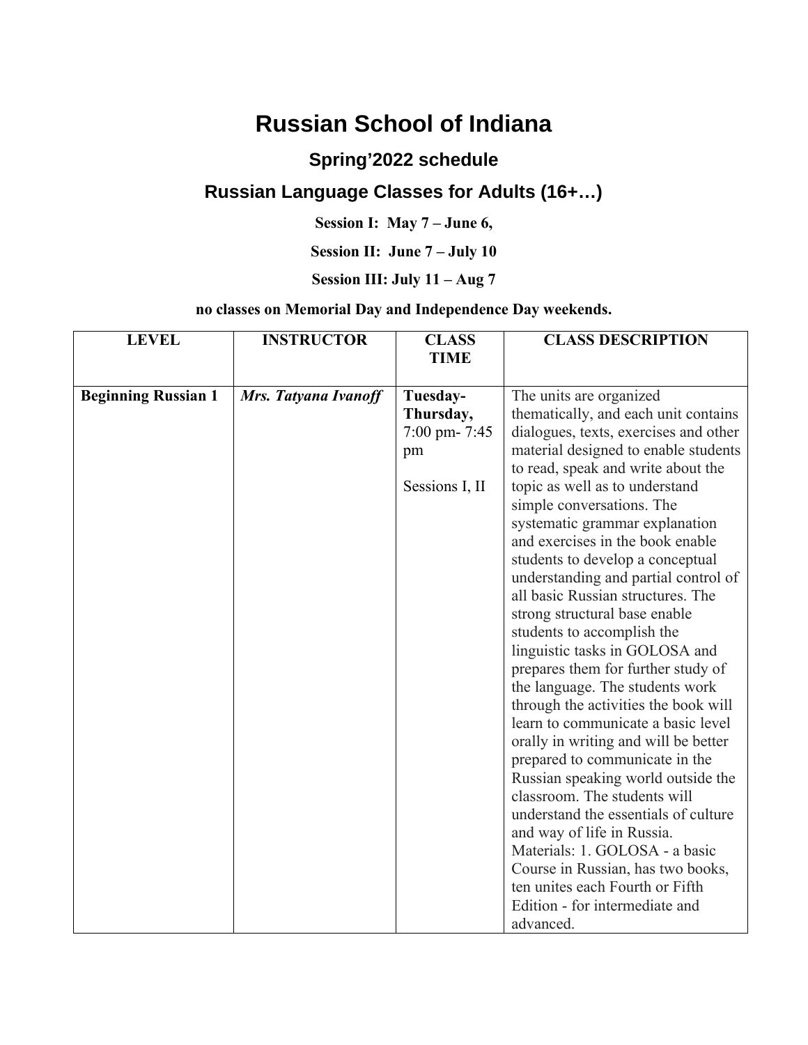# Russian School of Indiana

## Spring'2022 schedule

## Russian Language Classes for Adults (16+…)

**Session I: May 7 – June 6,**

**Session II: June 7 – July 10**

**Session III: July 11 – Aug 7**

**no classes on Memorial Day and Independence Day weekends.**

| LEVEL | INSTRUCTOR | CLASS TIME | CLASS DESCRIPTION |
|---|---|---|---|
| **Beginning Russian 1** | ***Mrs. Tatyana Ivanoff*** | **Tuesday-Thursday,** 7:00 pm- 7:45 pm<br><br>Sessions I, II | The units are organized thematically, and each unit contains dialogues, texts, exercises and other material designed to enable students to read, speak and write about the topic as well as to understand simple conversations. The systematic grammar explanation and exercises in the book enable students to develop a conceptual understanding and partial control of all basic Russian structures. The strong structural base enable students to accomplish the linguistic tasks in GOLOSA and prepares them for further study of the language. The students work through the activities the book will learn to communicate a basic level orally in writing and will be better prepared to communicate in the Russian speaking world outside the classroom. The students will understand the essentials of culture and way of life in Russia.<br>Materials: 1. GOLOSA - a basic Course in Russian, has two books, ten unites each Fourth or Fifth Edition - for intermediate and advanced. |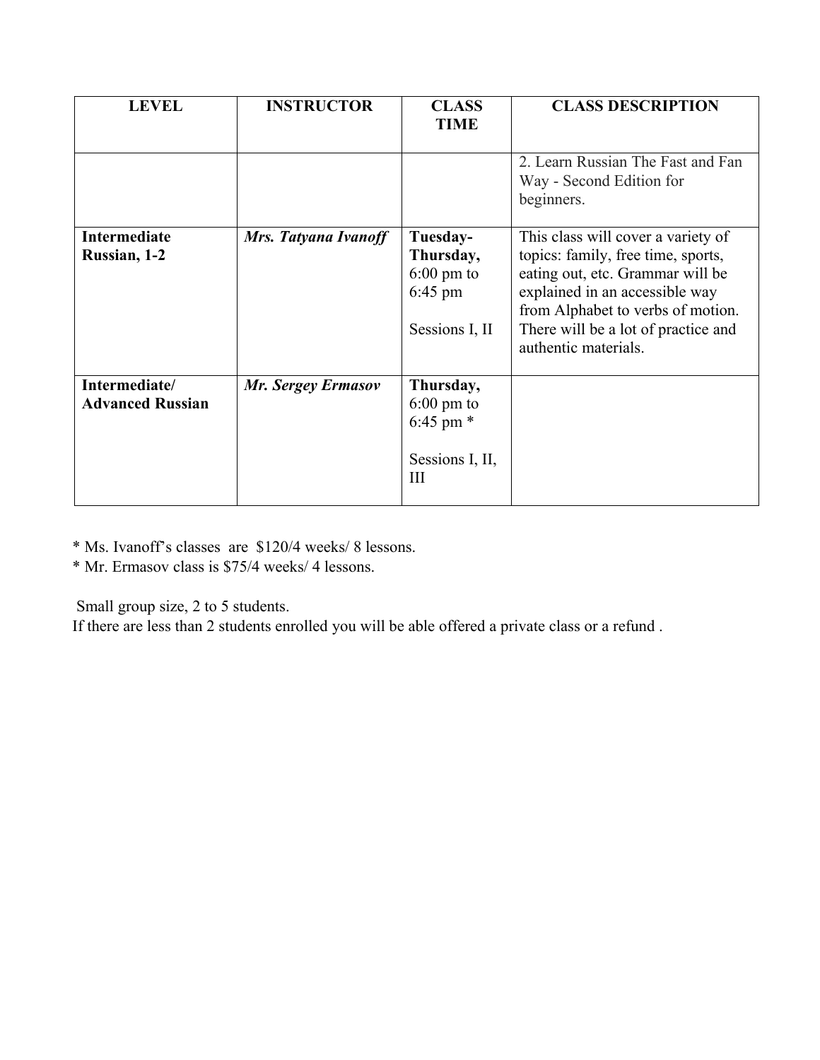| LEVEL | INSTRUCTOR | CLASS TIME | CLASS DESCRIPTION |
|---|---|---|---|
| | | | 2. Learn Russian The Fast and Fan Way - Second Edition for beginners. |
| **Intermediate Russian, 1-2** | ***Mrs. Tatyana Ivanoff*** | **Tuesday-Thursday,** 6:00 pm to 6:45 pm<br><br>Sessions I, II | This class will cover a variety of topics: family, free time, sports, eating out, etc. Grammar will be explained in an accessible way from Alphabet to verbs of motion. There will be a lot of practice and authentic materials. |
| **Intermediate/ Advanced Russian** | ***Mr. Sergey Ermasov*** | **Thursday,** 6:00 pm to 6:45 pm *<br><br>Sessions I, II, III | |

* Ms. Ivanoff's classes are $120/4 weeks/ 8 lessons.
* Mr. Ermasov class is $75/4 weeks/ 4 lessons.

Small group size, 2 to 5 students.
If there are less than 2 students enrolled you will be able offered a private class or a refund .